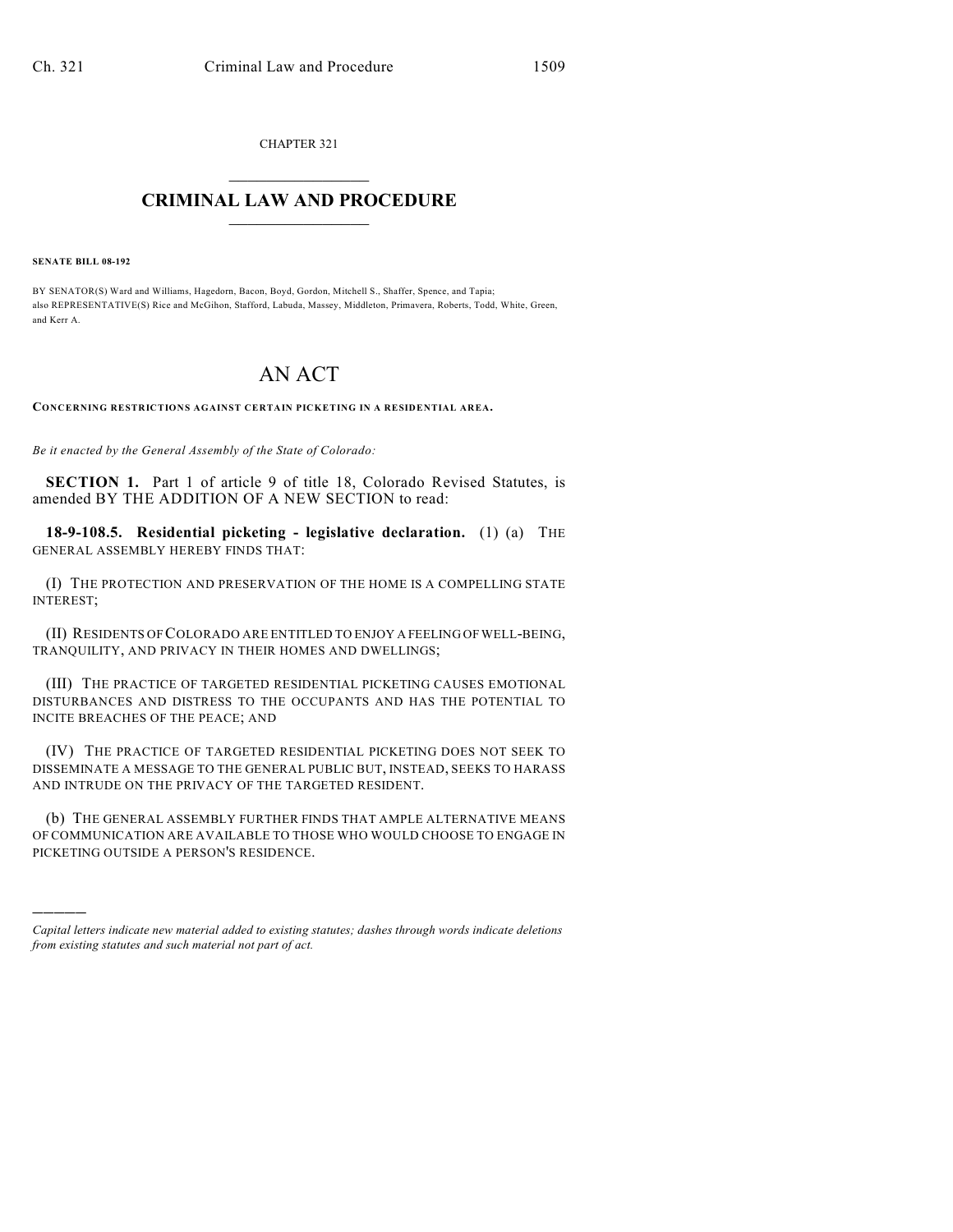CHAPTER 321

# CRIMINAL LAW AND PROCEDURE

**SENATE BILL 08-192**

BY SENATOR(S) Ward and Williams, Hagedorn, Bacon, Boyd, Gordon, Mitchell S., Shaffer, Spence, and Tapia;
also REPRESENTATIVE(S) Rice and McGihon, Stafford, Labuda, Massey, Middleton, Primavera, Roberts, Todd, White, Green, and Kerr A.

# AN ACT

**CONCERNING RESTRICTIONS AGAINST CERTAIN PICKETING IN A RESIDENTIAL AREA.**

*Be it enacted by the General Assembly of the State of Colorado:*

**SECTION 1.** Part 1 of article 9 of title 18, Colorado Revised Statutes, is amended BY THE ADDITION OF A NEW SECTION to read:

**18-9-108.5. Residential picketing - legislative declaration.** (1) (a) THE GENERAL ASSEMBLY HEREBY FINDS THAT:

(I) THE PROTECTION AND PRESERVATION OF THE HOME IS A COMPELLING STATE INTEREST;

(II) RESIDENTS OF COLORADO ARE ENTITLED TO ENJOY A FEELING OF WELL-BEING, TRANQUILITY, AND PRIVACY IN THEIR HOMES AND DWELLINGS;

(III) THE PRACTICE OF TARGETED RESIDENTIAL PICKETING CAUSES EMOTIONAL DISTURBANCES AND DISTRESS TO THE OCCUPANTS AND HAS THE POTENTIAL TO INCITE BREACHES OF THE PEACE; AND

(IV) THE PRACTICE OF TARGETED RESIDENTIAL PICKETING DOES NOT SEEK TO DISSEMINATE A MESSAGE TO THE GENERAL PUBLIC BUT, INSTEAD, SEEKS TO HARASS AND INTRUDE ON THE PRIVACY OF THE TARGETED RESIDENT.

(b) THE GENERAL ASSEMBLY FURTHER FINDS THAT AMPLE ALTERNATIVE MEANS OF COMMUNICATION ARE AVAILABLE TO THOSE WHO WOULD CHOOSE TO ENGAGE IN PICKETING OUTSIDE A PERSON'S RESIDENCE.

---

*Capital letters indicate new material added to existing statutes; dashes through words indicate deletions from existing statutes and such material not part of act.*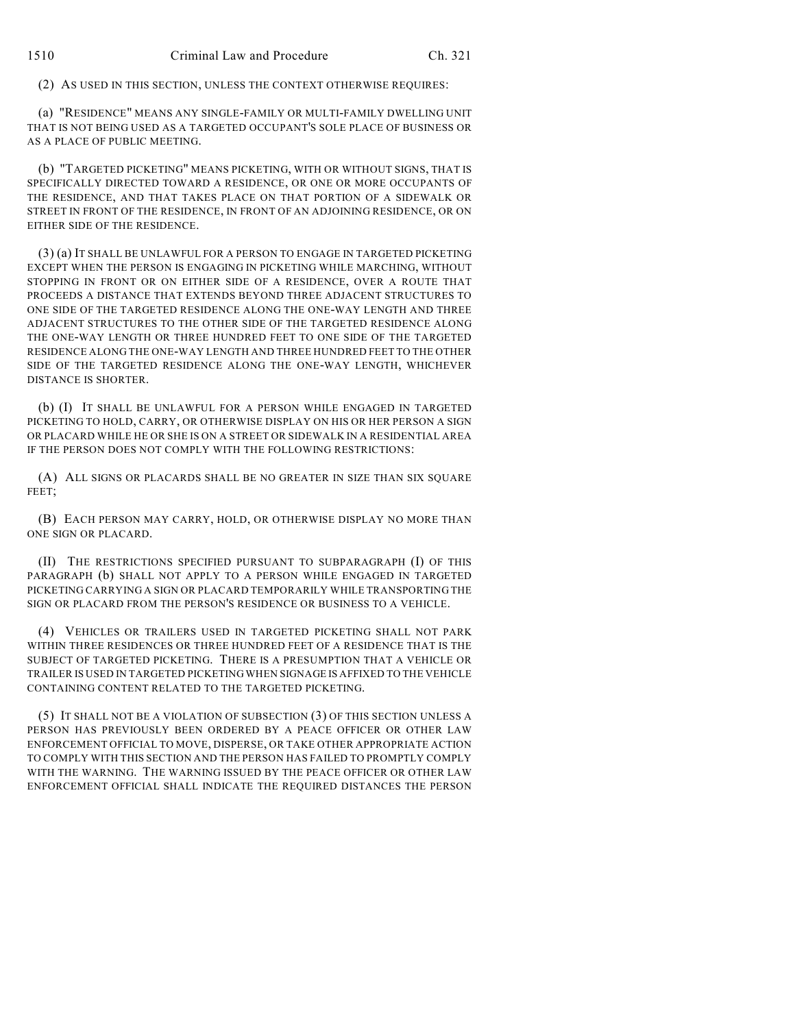(2) AS USED IN THIS SECTION, UNLESS THE CONTEXT OTHERWISE REQUIRES:

(a) "RESIDENCE" MEANS ANY SINGLE-FAMILY OR MULTI-FAMILY DWELLING UNIT THAT IS NOT BEING USED AS A TARGETED OCCUPANT'S SOLE PLACE OF BUSINESS OR AS A PLACE OF PUBLIC MEETING.

(b) "TARGETED PICKETING" MEANS PICKETING, WITH OR WITHOUT SIGNS, THAT IS SPECIFICALLY DIRECTED TOWARD A RESIDENCE, OR ONE OR MORE OCCUPANTS OF THE RESIDENCE, AND THAT TAKES PLACE ON THAT PORTION OF A SIDEWALK OR STREET IN FRONT OF THE RESIDENCE, IN FRONT OF AN ADJOINING RESIDENCE, OR ON EITHER SIDE OF THE RESIDENCE.

(3) (a) IT SHALL BE UNLAWFUL FOR A PERSON TO ENGAGE IN TARGETED PICKETING EXCEPT WHEN THE PERSON IS ENGAGING IN PICKETING WHILE MARCHING, WITHOUT STOPPING IN FRONT OR ON EITHER SIDE OF A RESIDENCE, OVER A ROUTE THAT PROCEEDS A DISTANCE THAT EXTENDS BEYOND THREE ADJACENT STRUCTURES TO ONE SIDE OF THE TARGETED RESIDENCE ALONG THE ONE-WAY LENGTH AND THREE ADJACENT STRUCTURES TO THE OTHER SIDE OF THE TARGETED RESIDENCE ALONG THE ONE-WAY LENGTH OR THREE HUNDRED FEET TO ONE SIDE OF THE TARGETED RESIDENCE ALONG THE ONE-WAY LENGTH AND THREE HUNDRED FEET TO THE OTHER SIDE OF THE TARGETED RESIDENCE ALONG THE ONE-WAY LENGTH, WHICHEVER DISTANCE IS SHORTER.

(b) (I) IT SHALL BE UNLAWFUL FOR A PERSON WHILE ENGAGED IN TARGETED PICKETING TO HOLD, CARRY, OR OTHERWISE DISPLAY ON HIS OR HER PERSON A SIGN OR PLACARD WHILE HE OR SHE IS ON A STREET OR SIDEWALK IN A RESIDENTIAL AREA IF THE PERSON DOES NOT COMPLY WITH THE FOLLOWING RESTRICTIONS:

(A) ALL SIGNS OR PLACARDS SHALL BE NO GREATER IN SIZE THAN SIX SQUARE FEET;

(B) EACH PERSON MAY CARRY, HOLD, OR OTHERWISE DISPLAY NO MORE THAN ONE SIGN OR PLACARD.

(II) THE RESTRICTIONS SPECIFIED PURSUANT TO SUBPARAGRAPH (I) OF THIS PARAGRAPH (b) SHALL NOT APPLY TO A PERSON WHILE ENGAGED IN TARGETED PICKETING CARRYING A SIGN OR PLACARD TEMPORARILY WHILE TRANSPORTING THE SIGN OR PLACARD FROM THE PERSON'S RESIDENCE OR BUSINESS TO A VEHICLE.

(4) VEHICLES OR TRAILERS USED IN TARGETED PICKETING SHALL NOT PARK WITHIN THREE RESIDENCES OR THREE HUNDRED FEET OF A RESIDENCE THAT IS THE SUBJECT OF TARGETED PICKETING. THERE IS A PRESUMPTION THAT A VEHICLE OR TRAILER IS USED IN TARGETED PICKETING WHEN SIGNAGE IS AFFIXED TO THE VEHICLE CONTAINING CONTENT RELATED TO THE TARGETED PICKETING.

(5) IT SHALL NOT BE A VIOLATION OF SUBSECTION (3) OF THIS SECTION UNLESS A PERSON HAS PREVIOUSLY BEEN ORDERED BY A PEACE OFFICER OR OTHER LAW ENFORCEMENT OFFICIAL TO MOVE, DISPERSE, OR TAKE OTHER APPROPRIATE ACTION TO COMPLY WITH THIS SECTION AND THE PERSON HAS FAILED TO PROMPTLY COMPLY WITH THE WARNING. THE WARNING ISSUED BY THE PEACE OFFICER OR OTHER LAW ENFORCEMENT OFFICIAL SHALL INDICATE THE REQUIRED DISTANCES THE PERSON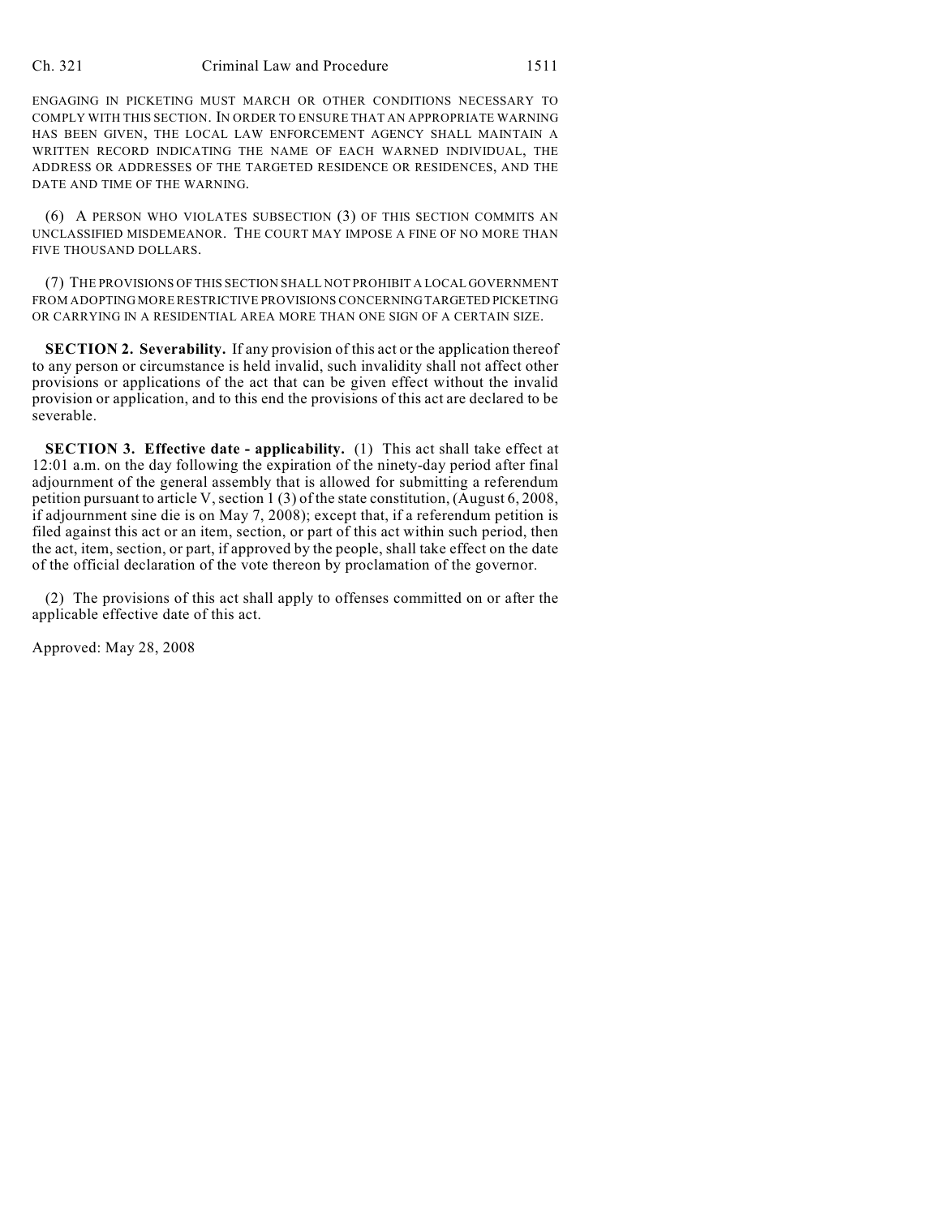ENGAGING IN PICKETING MUST MARCH OR OTHER CONDITIONS NECESSARY TO COMPLY WITH THIS SECTION. IN ORDER TO ENSURE THAT AN APPROPRIATE WARNING HAS BEEN GIVEN, THE LOCAL LAW ENFORCEMENT AGENCY SHALL MAINTAIN A WRITTEN RECORD INDICATING THE NAME OF EACH WARNED INDIVIDUAL, THE ADDRESS OR ADDRESSES OF THE TARGETED RESIDENCE OR RESIDENCES, AND THE DATE AND TIME OF THE WARNING.

(6) A PERSON WHO VIOLATES SUBSECTION (3) OF THIS SECTION COMMITS AN UNCLASSIFIED MISDEMEANOR. THE COURT MAY IMPOSE A FINE OF NO MORE THAN FIVE THOUSAND DOLLARS.

(7) THE PROVISIONS OF THIS SECTION SHALL NOT PROHIBIT A LOCAL GOVERNMENT FROM ADOPTING MORE RESTRICTIVE PROVISIONS CONCERNING TARGETED PICKETING OR CARRYING IN A RESIDENTIAL AREA MORE THAN ONE SIGN OF A CERTAIN SIZE.

**SECTION 2. Severability.** If any provision of this act or the application thereof to any person or circumstance is held invalid, such invalidity shall not affect other provisions or applications of the act that can be given effect without the invalid provision or application, and to this end the provisions of this act are declared to be severable.

**SECTION 3. Effective date - applicability.** (1) This act shall take effect at 12:01 a.m. on the day following the expiration of the ninety-day period after final adjournment of the general assembly that is allowed for submitting a referendum petition pursuant to article V, section 1 (3) of the state constitution, (August 6, 2008, if adjournment sine die is on May 7, 2008); except that, if a referendum petition is filed against this act or an item, section, or part of this act within such period, then the act, item, section, or part, if approved by the people, shall take effect on the date of the official declaration of the vote thereon by proclamation of the governor.

(2) The provisions of this act shall apply to offenses committed on or after the applicable effective date of this act.

Approved: May 28, 2008